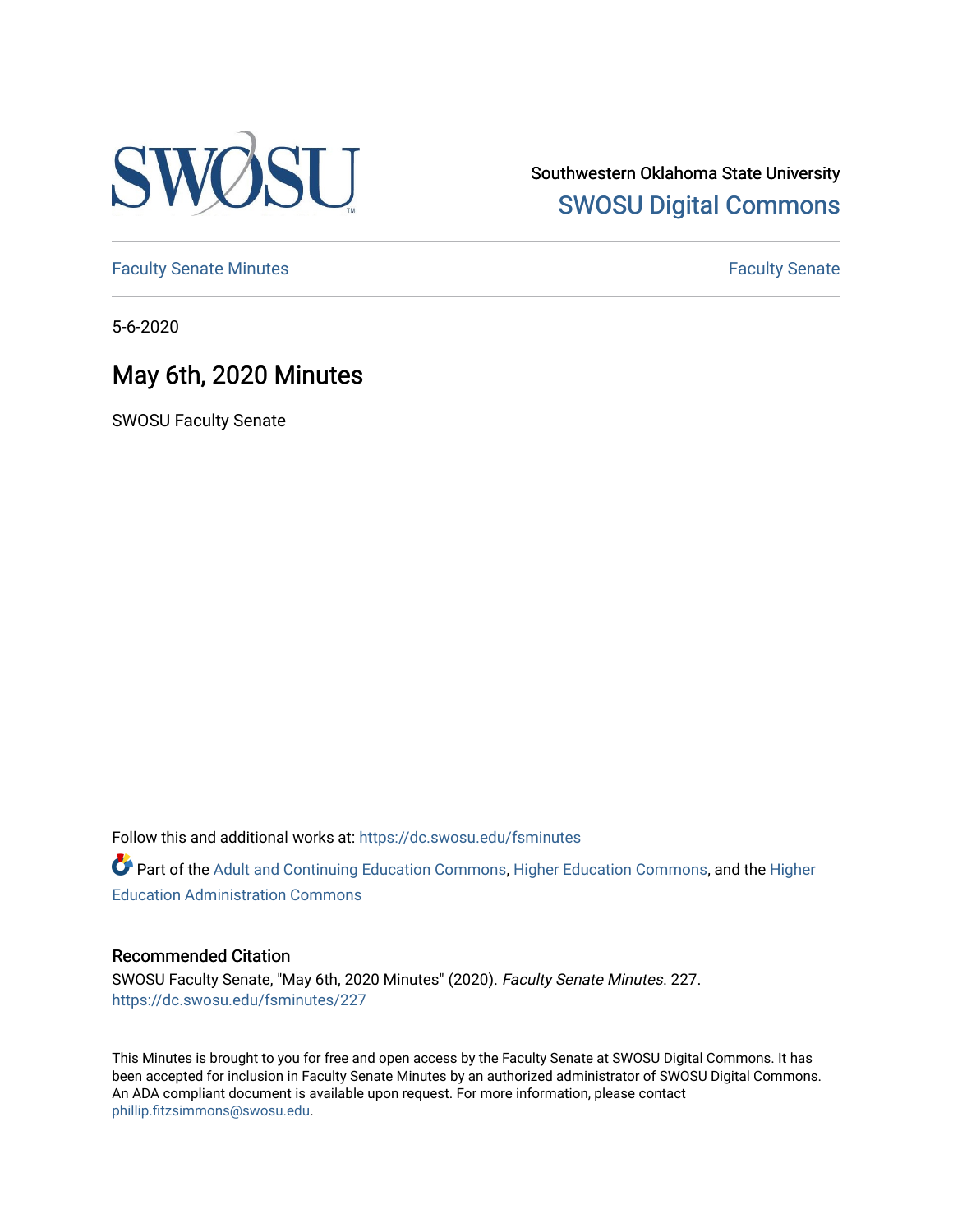Southwestern Oklahoma State University

SWOSU Digital Commons

Faculty Senate Minutes

Faculty Senate

5-6-2020

# May 6th, 2020 Minutes

SWOSU Faculty Senate

Follow this and additional works at: https://dc.swosu.edu/fsminutes

Part of the Adult and Continuing Education Commons, Higher Education Commons, and the Higher Education Administration Commons

### Recommended Citation

SWOSU Faculty Senate, "May 6th, 2020 Minutes" (2020). *Faculty Senate Minutes*. 227.
https://dc.swosu.edu/fsminutes/227

This Minutes is brought to you for free and open access by the Faculty Senate at SWOSU Digital Commons. It has been accepted for inclusion in Faculty Senate Minutes by an authorized administrator of SWOSU Digital Commons. An ADA compliant document is available upon request. For more information, please contact phillip.fitzsimmons@swosu.edu.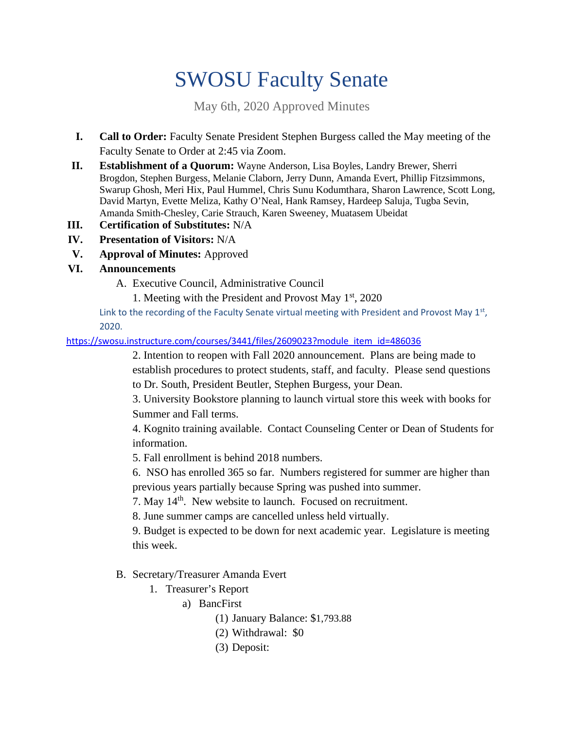# SWOSU Faculty Senate

May 6th, 2020 Approved Minutes

I. **Call to Order:** Faculty Senate President Stephen Burgess called the May meeting of the Faculty Senate to Order at 2:45 via Zoom.

II. **Establishment of a Quorum:** Wayne Anderson, Lisa Boyles, Landry Brewer, Sherri Brogdon, Stephen Burgess, Melanie Claborn, Jerry Dunn, Amanda Evert, Phillip Fitzsimmons, Swarup Ghosh, Meri Hix, Paul Hummel, Chris Sunu Kodumthara, Sharon Lawrence, Scott Long, David Martyn, Evette Meliza, Kathy O'Neal, Hank Ramsey, Hardeep Saluja, Tugba Sevin, Amanda Smith-Chesley, Carie Strauch, Karen Sweeney, Muatasem Ubeidat

III. **Certification of Substitutes:** N/A

IV. **Presentation of Visitors:** N/A

V. **Approval of Minutes:** Approved

VI. **Announcements**

A. Executive Council, Administrative Council

1. Meeting with the President and Provost May 1st, 2020

Link to the recording of the Faculty Senate virtual meeting with President and Provost May 1st, 2020.

https://swosu.instructure.com/courses/3441/files/2609023?module_item_id=486036

2. Intention to reopen with Fall 2020 announcement. Plans are being made to establish procedures to protect students, staff, and faculty. Please send questions to Dr. South, President Beutler, Stephen Burgess, your Dean.

3. University Bookstore planning to launch virtual store this week with books for Summer and Fall terms.

4. Kognito training available. Contact Counseling Center or Dean of Students for information.

5. Fall enrollment is behind 2018 numbers.

6. NSO has enrolled 365 so far. Numbers registered for summer are higher than previous years partially because Spring was pushed into summer.

7. May 14th. New website to launch. Focused on recruitment.

8. June summer camps are cancelled unless held virtually.

9. Budget is expected to be down for next academic year. Legislature is meeting this week.

B. Secretary/Treasurer Amanda Evert

1. Treasurer's Report

a) BancFirst

(1) January Balance: $1,793.88

(2) Withdrawal: $0

(3) Deposit: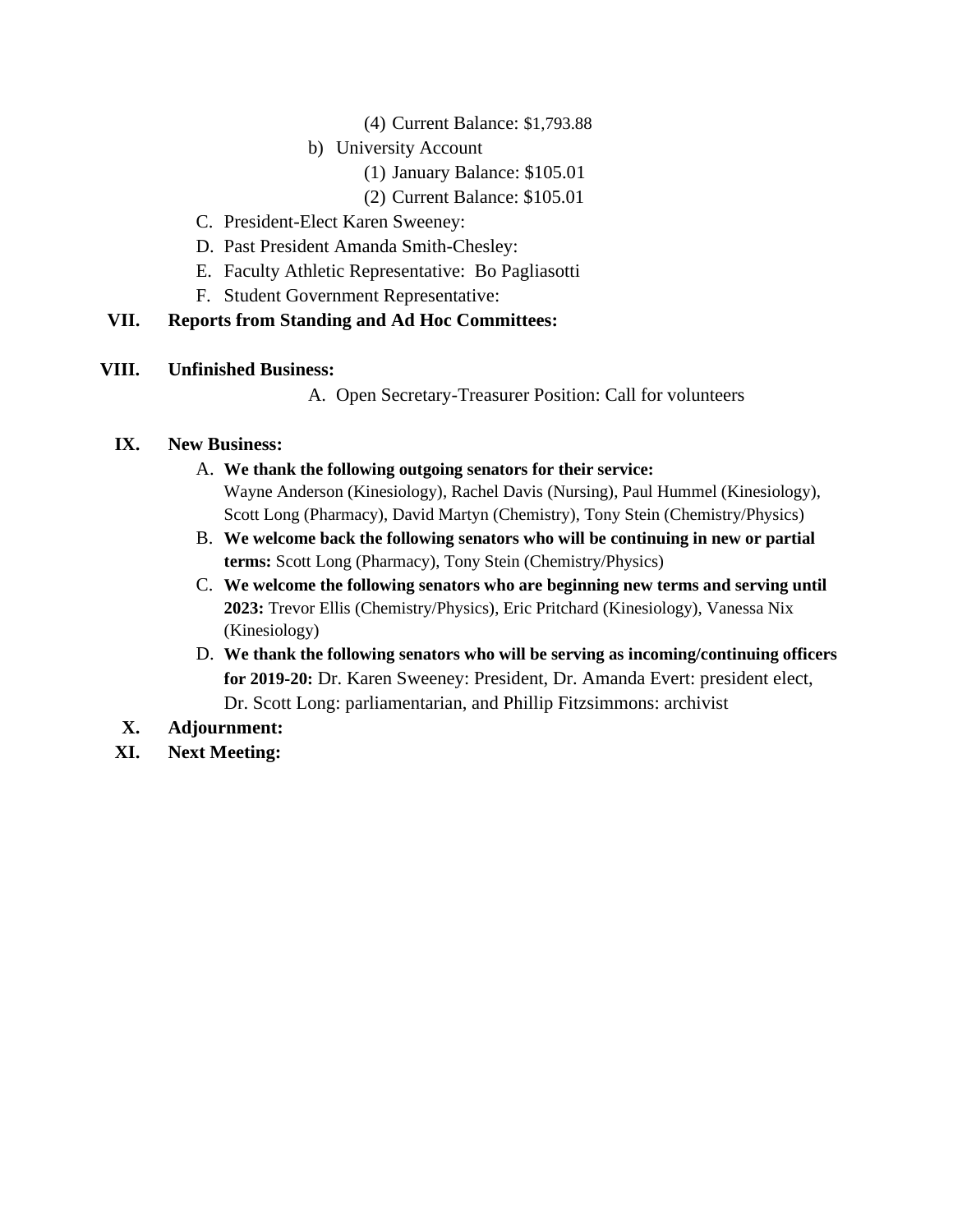- (4) Current Balance: $1,793.88
    - b) University Account
        - (1) January Balance: $105.01
        - (2) Current Balance: $105.01
- C. President-Elect Karen Sweeney:
- D. Past President Amanda Smith-Chesley:
- E. Faculty Athletic Representative: Bo Pagliasotti
- F. Student Government Representative:

**VII. Reports from Standing and Ad Hoc Committees:**

**VIII. Unfinished Business:**

- A. Open Secretary-Treasurer Position: Call for volunteers

**IX. New Business:**

- A. **We thank the following outgoing senators for their service:** Wayne Anderson (Kinesiology), Rachel Davis (Nursing), Paul Hummel (Kinesiology), Scott Long (Pharmacy), David Martyn (Chemistry), Tony Stein (Chemistry/Physics)
- B. **We welcome back the following senators who will be continuing in new or partial terms:** Scott Long (Pharmacy), Tony Stein (Chemistry/Physics)
- C. **We welcome the following senators who are beginning new terms and serving until 2023:** Trevor Ellis (Chemistry/Physics), Eric Pritchard (Kinesiology), Vanessa Nix (Kinesiology)
- D. **We thank the following senators who will be serving as incoming/continuing officers for 2019-20:** Dr. Karen Sweeney: President, Dr. Amanda Evert: president elect, Dr. Scott Long: parliamentarian, and Phillip Fitzsimmons: archivist

**X. Adjournment:**

**XI. Next Meeting:**